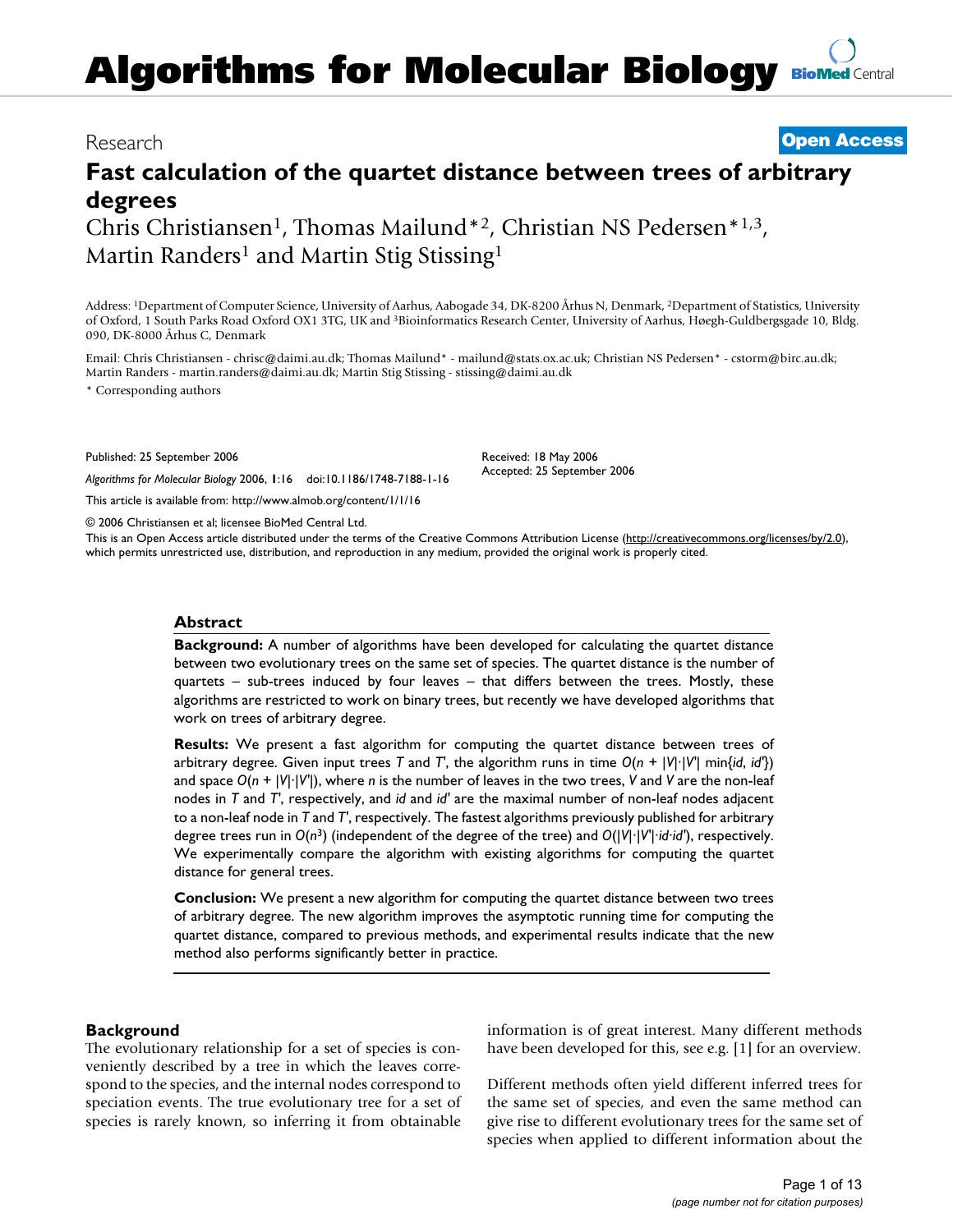# Fast calculation of the quartet distance between trees of arbitrary degrees

Research | Open Access

Chris Christiansen[1], Thomas Mailund*[2], Christian NS Pedersen*[1,3], Martin Randers[1] and Martin Stig Stissing[1]

Address: [1]Department of Computer Science, University of Aarhus, Aabogade 34, DK-8200 Århus N, Denmark, [2]Department of Statistics, University of Oxford, 1 South Parks Road Oxford OX1 3TG, UK and [3]Bioinformatics Research Center, University of Aarhus, Høegh-Guldbergsgade 10, Bldg. 090, DK-8000 Århus C, Denmark

Email: Chris Christiansen - chrisc@daimi.au.dk; Thomas Mailund* - mailund@stats.ox.ac.uk; Christian NS Pedersen* - cstorm@birc.au.dk; Martin Randers - martin.randers@daimi.au.dk; Martin Stig Stissing - stissing@daimi.au.dk

\* Corresponding authors

Published: 25 September 2006

*Algorithms for Molecular Biology* 2006, **1**:16 doi:10.1186/1748-7188-1-16

This article is available from: http://www.almob.org/content/1/1/16

Received: 18 May 2006
Accepted: 25 September 2006

© 2006 Christiansen et al; licensee BioMed Central Ltd.
This is an Open Access article distributed under the terms of the Creative Commons Attribution License (http://creativecommons.org/licenses/by/2.0), which permits unrestricted use, distribution, and reproduction in any medium, provided the original work is properly cited.

## Abstract

**Background:** A number of algorithms have been developed for calculating the quartet distance between two evolutionary trees on the same set of species. The quartet distance is the number of quartets – sub-trees induced by four leaves – that differs between the trees. Mostly, these algorithms are restricted to work on binary trees, but recently we have developed algorithms that work on trees of arbitrary degree.

**Results:** We present a fast algorithm for computing the quartet distance between trees of arbitrary degree. Given input trees *T* and *T'*, the algorithm runs in time $O(n + |V|\cdot|V'| \min\{id, id'\})$ and space $O(n + |V|\cdot|V'|)$, where *n* is the number of leaves in the two trees, *V* and *V* are the non-leaf nodes in *T* and *T'*, respectively, and *id* and *id'* are the maximal number of non-leaf nodes adjacent to a non-leaf node in *T* and *T'*, respectively. The fastest algorithms previously published for arbitrary degree trees run in $O(n^3)$ (independent of the degree of the tree) and $O(|V|\cdot|V'|\cdot id\cdot id')$, respectively. We experimentally compare the algorithm with existing algorithms for computing the quartet distance for general trees.

**Conclusion:** We present a new algorithm for computing the quartet distance between two trees of arbitrary degree. The new algorithm improves the asymptotic running time for computing the quartet distance, compared to previous methods, and experimental results indicate that the new method also performs significantly better in practice.

## Background

The evolutionary relationship for a set of species is conveniently described by a tree in which the leaves correspond to the species, and the internal nodes correspond to speciation events. The true evolutionary tree for a set of species is rarely known, so inferring it from obtainable information is of great interest. Many different methods have been developed for this, see e.g. [1] for an overview.

Different methods often yield different inferred trees for the same set of species, and even the same method can give rise to different evolutionary trees for the same set of species when applied to different information about the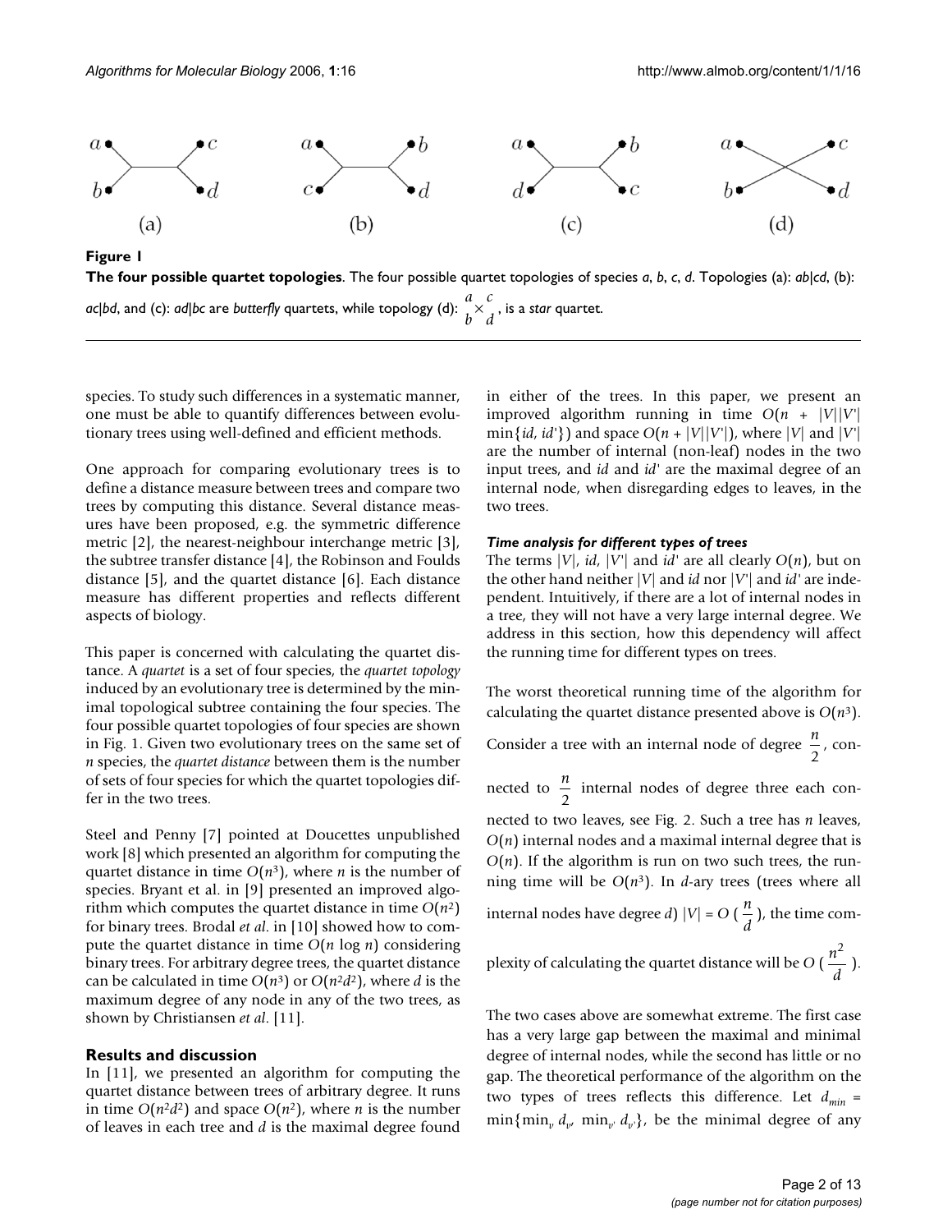**Figure 1**

**The four possible quartet topologies**. The four possible quartet topologies of species *a*, *b*, *c*, *d*. Topologies (a): *ab*|*cd*, (b): *ac*|*bd*, and (c): *ad*|*bc* are *butterfly* quartets, while topology (d): $\substack{a \\ b}\times\substack{c \\ d}$, is a *star* quartet.

species. To study such differences in a systematic manner, one must be able to quantify differences between evolutionary trees using well-defined and efficient methods.

One approach for comparing evolutionary trees is to define a distance measure between trees and compare two trees by computing this distance. Several distance measures have been proposed, e.g. the symmetric difference metric [2], the nearest-neighbour interchange metric [3], the subtree transfer distance [4], the Robinson and Foulds distance [5], and the quartet distance [6]. Each distance measure has different properties and reflects different aspects of biology.

This paper is concerned with calculating the quartet distance. A *quartet* is a set of four species, the *quartet topology* induced by an evolutionary tree is determined by the minimal topological subtree containing the four species. The four possible quartet topologies of four species are shown in Fig. 1. Given two evolutionary trees on the same set of *n* species, the *quartet distance* between them is the number of sets of four species for which the quartet topologies differ in the two trees.

Steel and Penny [7] pointed at Doucettes unpublished work [8] which presented an algorithm for computing the quartet distance in time $O(n^3)$, where *n* is the number of species. Bryant et al. in [9] presented an improved algorithm which computes the quartet distance in time $O(n^2)$ for binary trees. Brodal *et al*. in [10] showed how to compute the quartet distance in time $O(n \log n)$ considering binary trees. For arbitrary degree trees, the quartet distance can be calculated in time $O(n^3)$ or $O(n^2d^2)$, where *d* is the maximum degree of any node in any of the two trees, as shown by Christiansen *et al*. [11].

## Results and discussion

In [11], we presented an algorithm for computing the quartet distance between trees of arbitrary degree. It runs in time $O(n^2d^2)$ and space $O(n^2)$, where *n* is the number of leaves in each tree and *d* is the maximal degree found in either of the trees. In this paper, we present an improved algorithm running in time $O(n + |V||V'| \min\{id, id'\})$ and space $O(n + |V||V'|)$, where $|V|$ and $|V'|$ are the number of internal (non-leaf) nodes in the two input trees, and *id* and *id'* are the maximal degree of an internal node, when disregarding edges to leaves, in the two trees.

### *Time analysis for different types of trees*

The terms $|V|$, *id*, $|V'|$ and *id'* are all clearly $O(n)$, but on the other hand neither $|V|$ and *id* nor $|V'|$ and *id'* are independent. Intuitively, if there are a lot of internal nodes in a tree, they will not have a very large internal degree. We address in this section, how this dependency will affect the running time for different types on trees.

The worst theoretical running time of the algorithm for calculating the quartet distance presented above is $O(n^3)$. Consider a tree with an internal node of degree $\frac{n}{2}$, connected to $\frac{n}{2}$ internal nodes of degree three each connected to two leaves, see Fig. 2. Such a tree has *n* leaves, $O(n)$ internal nodes and a maximal internal degree that is $O(n)$. If the algorithm is run on two such trees, the running time will be $O(n^3)$. In *d*-ary trees (trees where all internal nodes have degree *d*) $|V| = O(\frac{n}{d})$, the time complexity of calculating the quartet distance will be $O(\frac{n^2}{d})$.

The two cases above are somewhat extreme. The first case has a very large gap between the maximal and minimal degree of internal nodes, while the second has little or no gap. The theoretical performance of the algorithm on the two types of trees reflects this difference. Let $d_{min} = \min\{\min_v d_v, \min_{v'} d_{v'}\}$, be the minimal degree of any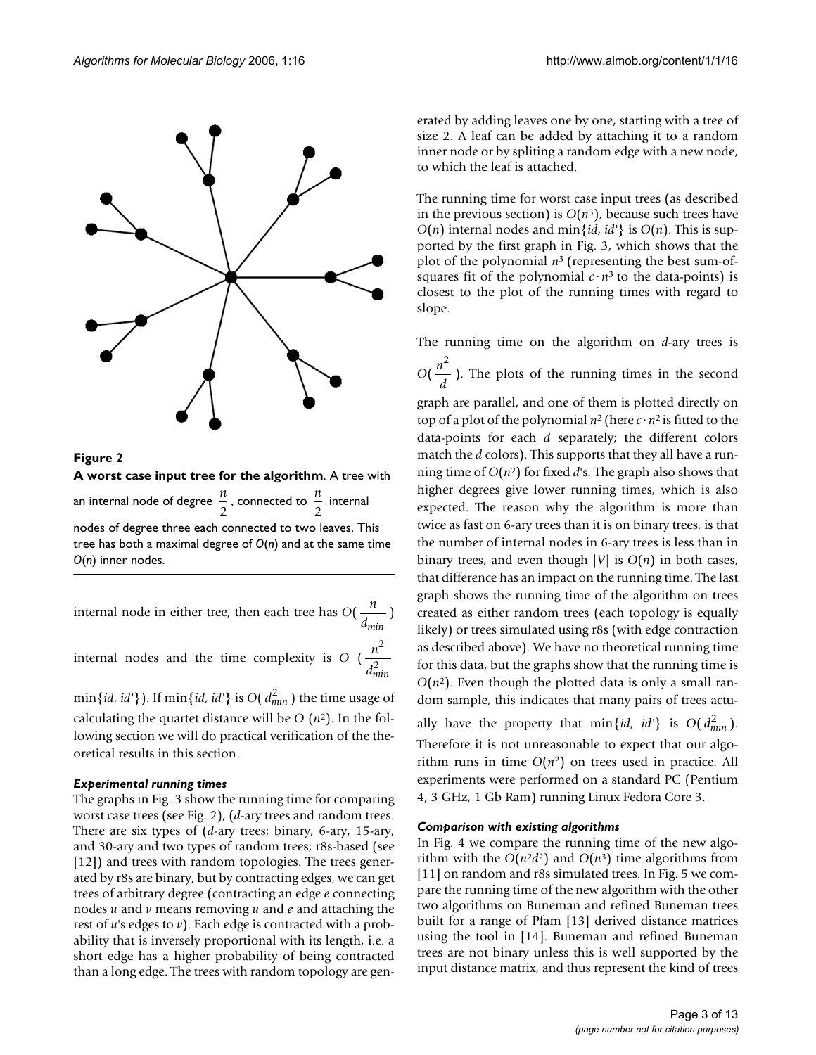**Figure 2**

**A worst case input tree for the algorithm**. A tree with an internal node of degree $\frac{n}{2}$, connected to $\frac{n}{2}$ internal nodes of degree three each connected to two leaves. This tree has both a maximal degree of $O(n)$ and at the same time $O(n)$ inner nodes.

internal node in either tree, then each tree has $O(\frac{n}{d_{min}})$ internal nodes and the time complexity is $O(\frac{n^2}{d_{min}^2}$ $\min\{id, id'\})$. If $\min\{id, id'\}$ is $O(d_{min}^2)$ the time usage of calculating the quartet distance will be $O(n^2)$. In the following section we will do practical verification of the theoretical results in this section.

### *Experimental running times*

The graphs in Fig. 3 show the running time for comparing worst case trees (see Fig. 2), ($d$-ary trees and random trees. There are six types of ($d$-ary trees; binary, 6-ary, 15-ary, and 30-ary and two types of random trees; r8s-based (see [12]) and trees with random topologies. The trees generated by r8s are binary, but by contracting edges, we can get trees of arbitrary degree (contracting an edge $e$ connecting nodes $u$ and $v$ means removing $u$ and $e$ and attaching the rest of $u$'s edges to $v$). Each edge is contracted with a probability that is inversely proportional with its length, i.e. a short edge has a higher probability of being contracted than a long edge. The trees with random topology are generated by adding leaves one by one, starting with a tree of size 2. A leaf can be added by attaching it to a random inner node or by spliting a random edge with a new node, to which the leaf is attached.

The running time for worst case input trees (as described in the previous section) is $O(n^3)$, because such trees have $O(n)$ internal nodes and $\min\{id, id'\}$ is $O(n)$. This is supported by the first graph in Fig. 3, which shows that the plot of the polynomial $n^3$ (representing the best sum-of-squares fit of the polynomial $c \cdot n^3$ to the data-points) is closest to the plot of the running times with regard to slope.

The running time on the algorithm on $d$-ary trees is $O(\frac{n^2}{d})$. The plots of the running times in the second graph are parallel, and one of them is plotted directly on top of a plot of the polynomial $n^2$ (here $c \cdot n^2$ is fitted to the data-points for each $d$ separately; the different colors match the $d$ colors). This supports that they all have a running time of $O(n^2)$ for fixed $d$'s. The graph also shows that higher degrees give lower running times, which is also expected. The reason why the algorithm is more than twice as fast on 6-ary trees than it is on binary trees, is that the number of internal nodes in 6-ary trees is less than in binary trees, and even though $|V|$ is $O(n)$ in both cases, that difference has an impact on the running time. The last graph shows the running time of the algorithm on trees created as either random trees (each topology is equally likely) or trees simulated using r8s (with edge contraction as described above). We have no theoretical running time for this data, but the graphs show that the running time is $O(n^2)$. Even though the plotted data is only a small random sample, this indicates that many pairs of trees actually have the property that $\min\{id, id'\}$ is $O(d_{min}^2)$. Therefore it is not unreasonable to expect that our algorithm runs in time $O(n^2)$ on trees used in practice. All experiments were performed on a standard PC (Pentium 4, 3 GHz, 1 Gb Ram) running Linux Fedora Core 3.

### *Comparison with existing algorithms*

In Fig. 4 we compare the running time of the new algorithm with the $O(n^2d^2)$ and $O(n^3)$ time algorithms from [11] on random and r8s simulated trees. In Fig. 5 we compare the running time of the new algorithm with the other two algorithms on Buneman and refined Buneman trees built for a range of Pfam [13] derived distance matrices using the tool in [14]. Buneman and refined Buneman trees are not binary unless this is well supported by the input distance matrix, and thus represent the kind of trees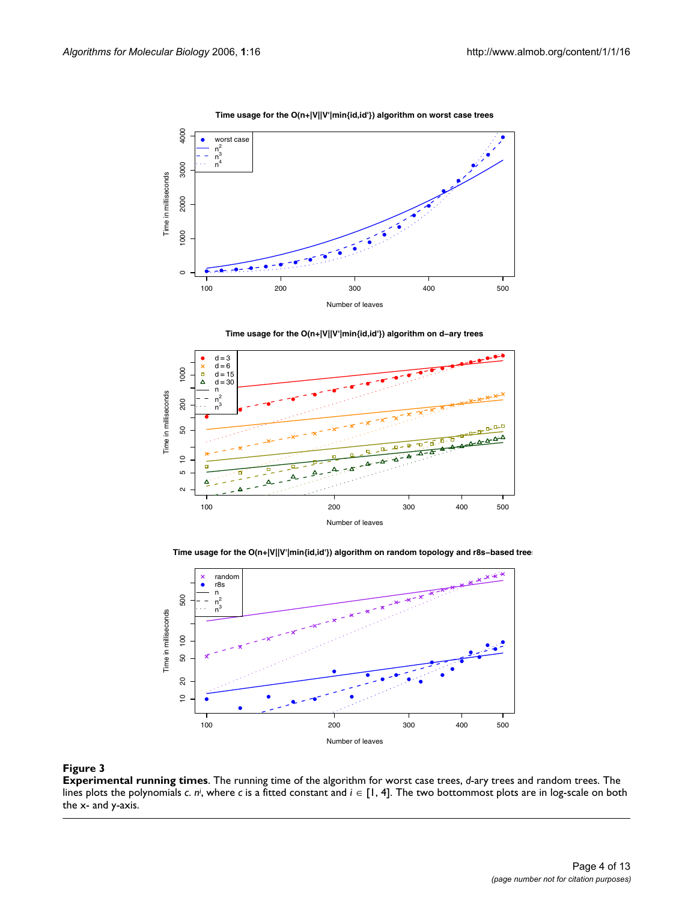**Figure 3**

**Experimental running times**. The running time of the algorithm for worst case trees, *d*-ary trees and random trees. The lines plots the polynomials $c. n^i$, where *c* is a fitted constant and $i \in [1, 4]$. The two bottommost plots are in log-scale on both the x- and y-axis.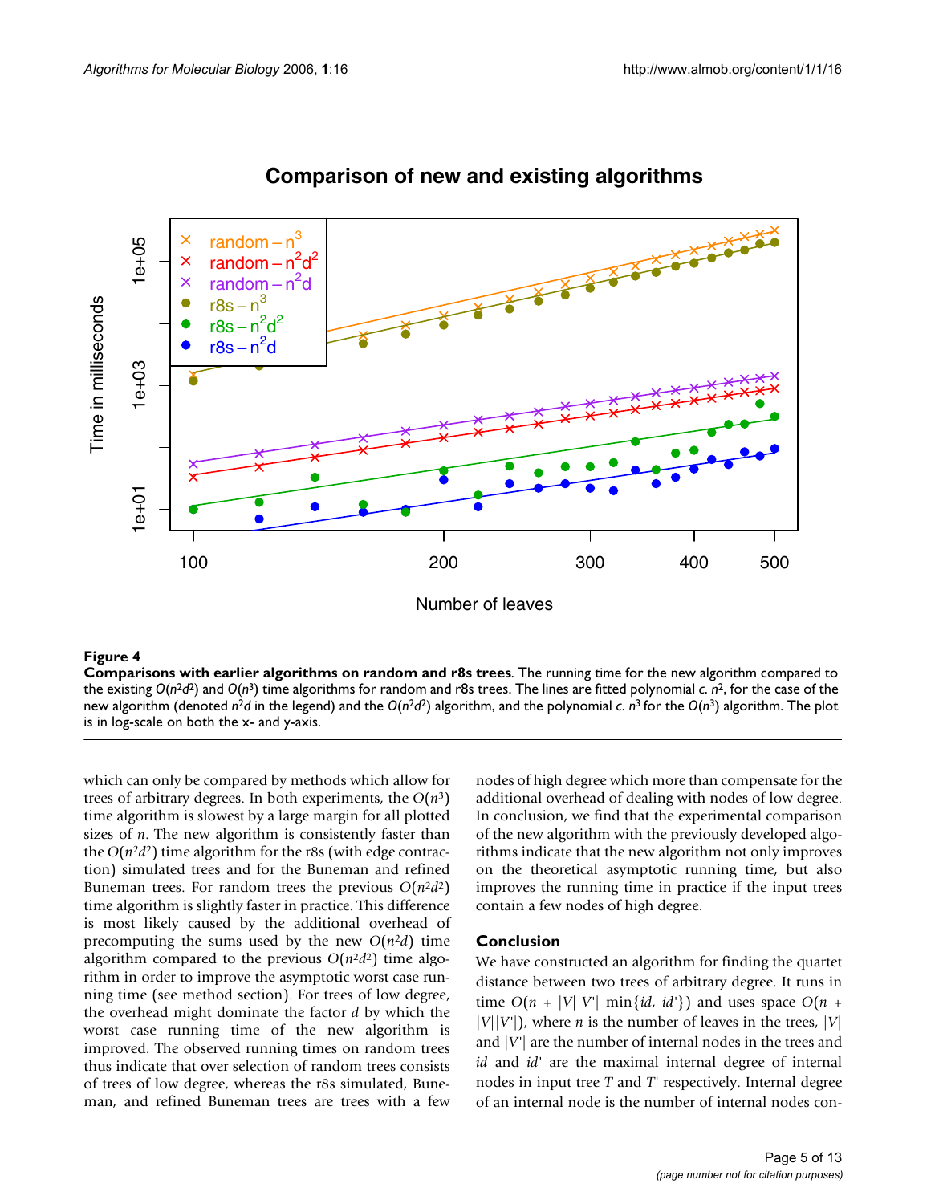**Figure 4**

**Comparisons with earlier algorithms on random and r8s trees**. The running time for the new algorithm compared to the existing $O(n^2d^2)$ and $O(n^3)$ time algorithms for random and r8s trees. The lines are fitted polynomial $c. n^2$, for the case of the new algorithm (denoted $n^2d$ in the legend) and the $O(n^2d^2)$ algorithm, and the polynomial $c. n^3$ for the $O(n^3)$ algorithm. The plot is in log-scale on both the x- and y-axis.

which can only be compared by methods which allow for trees of arbitrary degrees. In both experiments, the $O(n^3)$ time algorithm is slowest by a large margin for all plotted sizes of $n$. The new algorithm is consistently faster than the $O(n^2d^2)$ time algorithm for the r8s (with edge contraction) simulated trees and for the Buneman and refined Buneman trees. For random trees the previous $O(n^2d^2)$ time algorithm is slightly faster in practice. This difference is most likely caused by the additional overhead of precomputing the sums used by the new $O(n^2d)$ time algorithm compared to the previous $O(n^2d^2)$ time algorithm in order to improve the asymptotic worst case running time (see method section). For trees of low degree, the overhead might dominate the factor $d$ by which the worst case running time of the new algorithm is improved. The observed running times on random trees thus indicate that over selection of random trees consists of trees of low degree, whereas the r8s simulated, Buneman, and refined Buneman trees are trees with a few nodes of high degree which more than compensate for the additional overhead of dealing with nodes of low degree. In conclusion, we find that the experimental comparison of the new algorithm with the previously developed algorithms indicate that the new algorithm not only improves on the theoretical asymptotic running time, but also improves the running time in practice if the input trees contain a few nodes of high degree.

## Conclusion

We have constructed an algorithm for finding the quartet distance between two trees of arbitrary degree. It runs in time $O(n + |V||V'| \min\{id, id'\})$ and uses space $O(n + |V||V'|)$, where $n$ is the number of leaves in the trees, $|V|$ and $|V'|$ are the number of internal nodes in the trees and $id$ and $id'$ are the maximal internal degree of internal nodes in input tree $T$ and $T'$ respectively. Internal degree of an internal node is the number of internal nodes con-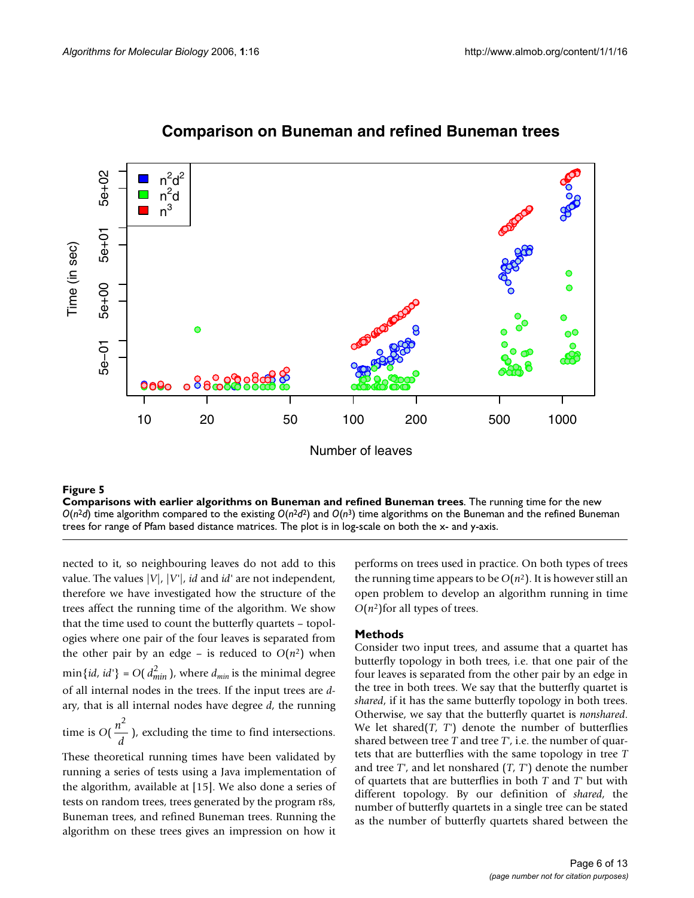**Figure 5**

**Comparisons with earlier algorithms on Buneman and refined Buneman trees**. The running time for the new $O(n^2d)$ time algorithm compared to the existing $O(n^2d^2)$ and $O(n^3)$ time algorithms on the Buneman and the refined Buneman trees for range of Pfam based distance matrices. The plot is in log-scale on both the x- and y-axis.

nected to it, so neighbouring leaves do not add to this value. The values $|V|$, $|V'|$, $id$ and $id'$ are not independent, therefore we have investigated how the structure of the trees affect the running time of the algorithm. We show that the time used to count the butterfly quartets – topologies where one pair of the four leaves is separated from the other pair by an edge – is reduced to $O(n^2)$ when $\min\{id, id'\} = O(d_{min}^2)$, where $d_{min}$ is the minimal degree of all internal nodes in the trees. If the input trees are $d$-ary, that is all internal nodes have degree $d$, the running time is $O(\frac{n^2}{d})$, excluding the time to find intersections. These theoretical running times have been validated by running a series of tests using a Java implementation of the algorithm, available at [15]. We also done a series of tests on random trees, trees generated by the program r8s, Buneman trees, and refined Buneman trees. Running the algorithm on these trees gives an impression on how it performs on trees used in practice. On both types of trees the running time appears to be $O(n^2)$. It is however still an open problem to develop an algorithm running in time $O(n^2)$for all types of trees.

## Methods

Consider two input trees, and assume that a quartet has butterfly topology in both trees, i.e. that one pair of the four leaves is separated from the other pair by an edge in the tree in both trees. We say that the butterfly quartet is *shared*, if it has the same butterfly topology in both trees. Otherwise, we say that the butterfly quartet is *nonshared*. We let shared($T$, $T'$) denote the number of butterflies shared between tree $T$ and tree $T'$, i.e. the number of quartets that are butterflies with the same topology in tree $T$ and tree $T'$, and let nonshared ($T$, $T'$) denote the number of quartets that are butterflies in both $T$ and $T'$ but with different topology. By our definition of *shared*, the number of butterfly quartets in a single tree can be stated as the number of butterfly quartets shared between the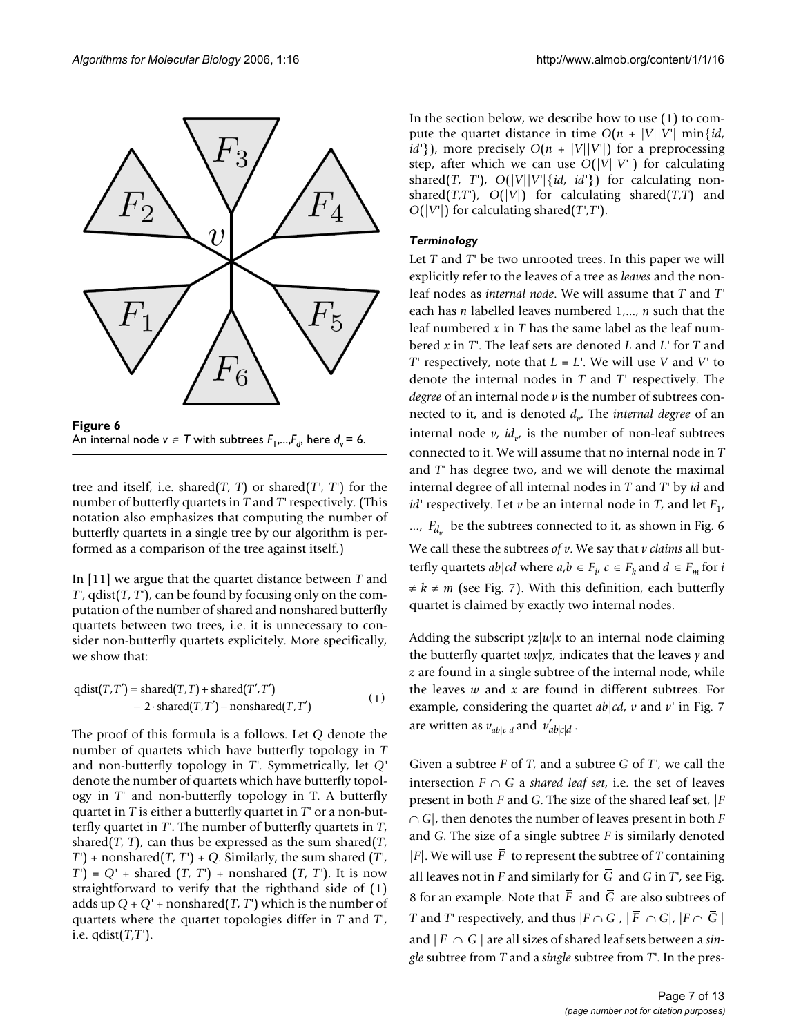**Figure 6**
An internal node $v \in T$ with subtrees $F_1,\ldots,F_d$, here $d_v = 6$.

tree and itself, i.e. shared($T$, $T$) or shared($T'$, $T'$) for the number of butterfly quartets in $T$ and $T'$ respectively. (This notation also emphasizes that computing the number of butterfly quartets in a single tree by our algorithm is performed as a comparison of the tree against itself.)

In [11] we argue that the quartet distance between $T$ and $T'$, qdist($T$, $T'$), can be found by focusing only on the computation of the number of shared and nonshared butterfly quartets between two trees, i.e. it is unnecessary to consider non-butterfly quartets explicitely. More specifically, we show that:

$$\begin{aligned}\text{qdist}(T,T') &= \text{shared}(T,T) + \text{shared}(T',T') \\ &\quad - 2\cdot\text{shared}(T,T') - \text{nonshared}(T,T')\end{aligned} \quad (1)$$

The proof of this formula is a follows. Let $Q$ denote the number of quartets which have butterfly topology in $T$ and non-butterfly topology in $T'$. Symmetrically, let $Q'$ denote the number of quartets which have butterfly topology in $T'$ and non-butterfly topology in T. A butterfly quartet in $T$ is either a butterfly quartet in $T'$ or a non-butterfly quartet in $T'$. The number of butterfly quartets in $T$, shared($T$, $T$), can thus be expressed as the sum shared($T$, $T'$) + nonshared($T$, $T'$) + $Q$. Similarly, the sum shared ($T'$, $T'$) = $Q'$ + shared ($T$, $T'$) + nonshared ($T$, $T'$). It is now straightforward to verify that the righthand side of (1) adds up $Q + Q'$ + nonshared($T$, $T'$) which is the number of quartets where the quartet topologies differ in $T$ and $T'$, i.e. qdist($T$,$T'$).

In the section below, we describe how to use (1) to compute the quartet distance in time $O(n + |V||V'| \min\{id, id'\})$, more precisely $O(n + |V||V'|)$ for a preprocessing step, after which we can use $O(|V||V'|)$ for calculating shared($T$, $T'$), $O(|V||V'|\{id, id'\})$ for calculating nonshared($T$,$T'$), $O(|V|)$ for calculating shared($T$,$T$) and $O(|V'|)$ for calculating shared($T'$,$T'$).

### *Terminology*

Let $T$ and $T'$ be two unrooted trees. In this paper we will explicitly refer to the leaves of a tree as *leaves* and the non-leaf nodes as *internal node*. We will assume that $T$ and $T'$ each has $n$ labelled leaves numbered 1,..., $n$ such that the leaf numbered $x$ in $T$ has the same label as the leaf numbered $x$ in $T'$. The leaf sets are denoted $L$ and $L'$ for $T$ and $T'$ respectively, note that $L = L'$. We will use $V$ and $V'$ to denote the internal nodes in $T$ and $T'$ respectively. The *degree* of an internal node $v$ is the number of subtrees connected to it, and is denoted $d_v$. The *internal degree* of an internal node $v$, $id_v$, is the number of non-leaf subtrees connected to it. We will assume that no internal node in $T$ and $T'$ has degree two, and we will denote the maximal internal degree of all internal nodes in $T$ and $T'$ by $id$ and $id'$ respectively. Let $v$ be an internal node in $T$, and let $F_1$, ..., $F_{d_v}$ be the subtrees connected to it, as shown in Fig. 6 We call these the subtrees *of v*. We say that *v claims* all butterfly quartets $ab|cd$ where $a,b \in F_i$, $c \in F_k$ and $d \in F_m$ for $i \neq k \neq m$ (see Fig. 7). With this definition, each butterfly quartet is claimed by exactly two internal nodes.

Adding the subscript $yz|w|x$ to an internal node claiming the butterfly quartet $wx|yz$, indicates that the leaves $y$ and $z$ are found in a single subtree of the internal node, while the leaves $w$ and $x$ are found in different subtrees. For example, considering the quartet $ab|cd$, $v$ and $v'$ in Fig. 7 are written as $v_{ab|c|d}$ and $v'_{ab|c|d}$.

Given a subtree $F$ of $T$, and a subtree $G$ of $T'$, we call the intersection $F \cap G$ a *shared leaf set*, i.e. the set of leaves present in both $F$ and $G$. The size of the shared leaf set, $|F \cap G|$, then denotes the number of leaves present in both $F$ and $G$. The size of a single subtree $F$ is similarly denoted $|F|$. We will use $\overline{F}$ to represent the subtree of $T$ containing all leaves not in $F$ and similarly for $\overline{G}$ and $G$ in $T'$, see Fig. 8 for an example. Note that $\overline{F}$ and $\overline{G}$ are also subtrees of $T$ and $T'$ respectively, and thus $|F \cap G|$, $|\overline{F} \cap G|$, $|F \cap \overline{G}|$ and $|\overline{F} \cap \overline{G}|$ are all sizes of shared leaf sets between a *single* subtree from $T$ and a *single* subtree from $T'$. In the pres-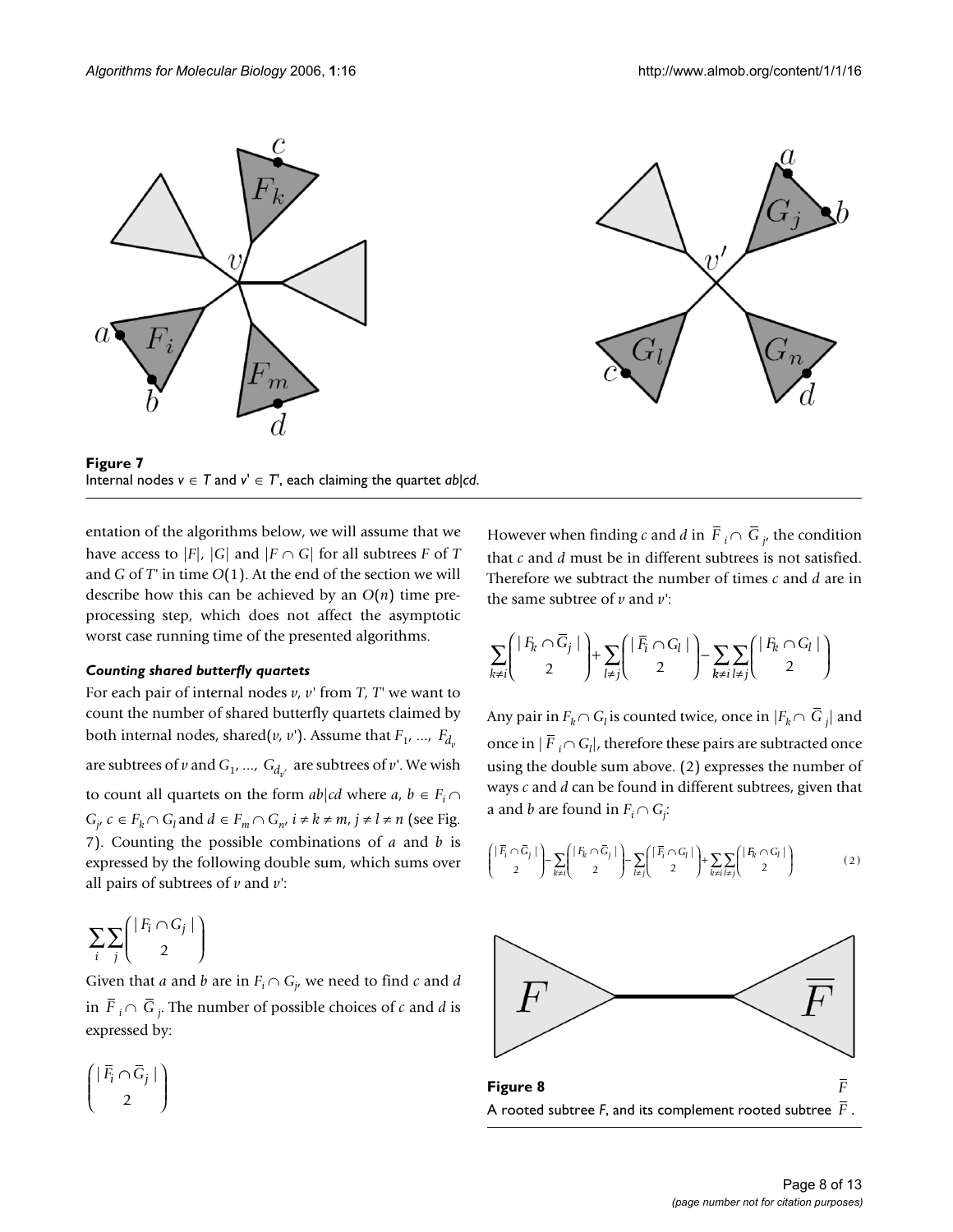**Figure 7**
Internal nodes $v \in T$ and $v' \in T'$, each claiming the quartet $ab|cd$.

entation of the algorithms below, we will assume that we have access to $|F|$, $|G|$ and $|F \cap G|$ for all subtrees $F$ of $T$ and $G$ of $T'$ in time $O(1)$. At the end of the section we will describe how this can be achieved by an $O(n)$ time preprocessing step, which does not affect the asymptotic worst case running time of the presented algorithms.

#### *Counting shared butterfly quartets*

For each pair of internal nodes $v$, $v'$ from $T$, $T'$ we want to count the number of shared butterfly quartets claimed by both internal nodes, shared($v$, $v'$). Assume that $F_1, ..., F_{d_v}$ are subtrees of $v$ and $G_1, ..., G_{d_{v'}}$ are subtrees of $v'$. We wish to count all quartets on the form $ab|cd$ where $a, b \in F_i \cap G_j$, $c \in F_k \cap G_l$ and $d \in F_m \cap G_n$, $i \neq k \neq m$, $j \neq l \neq n$ (see Fig. 7). Counting the possible combinations of $a$ and $b$ is expressed by the following double sum, which sums over all pairs of subtrees of $v$ and $v'$:

$$\sum_i \sum_j \binom{|F_i \cap G_j|}{2}$$

Given that $a$ and $b$ are in $F_i \cap G_j$, we need to find $c$ and $d$ in $\overline{F}_i \cap \overline{G}_j$. The number of possible choices of $c$ and $d$ is expressed by:

$$\binom{|\overline{F}_i \cap \overline{G}_j|}{2}$$

However when finding $c$ and $d$ in $\overline{F}_i \cap \overline{G}_j$, the condition that $c$ and $d$ must be in different subtrees is not satisfied. Therefore we subtract the number of times $c$ and $d$ are in the same subtree of $v$ and $v'$:

$$\sum_{k \neq i} \binom{|F_k \cap \overline{G}_j|}{2} + \sum_{l \neq j} \binom{|\overline{F}_i \cap G_l|}{2} - \sum_{k \neq i} \sum_{l \neq j} \binom{|F_k \cap G_l|}{2}$$

Any pair in $F_k \cap G_l$ is counted twice, once in $|F_k \cap \overline{G}_j|$ and once in $|\overline{F}_i \cap G_l|$, therefore these pairs are subtracted once using the double sum above. (2) expresses the number of ways $c$ and $d$ can be found in different subtrees, given that a and $b$ are found in $F_i \cap G_j$:

$$\binom{|\overline{F}_i \cap \overline{G}_j|}{2} - \sum_{k \neq i} \binom{|F_k \cap \overline{G}_j|}{2} - \sum_{l \neq j} \binom{|\overline{F}_i \cap G_l|}{2} + \sum_{k \neq i} \sum_{l \neq j} \binom{|F_k \cap G_l|}{2} \qquad (2)$$

**Figure 8**
A rooted subtree $F$, and its complement rooted subtree $\overline{F}$.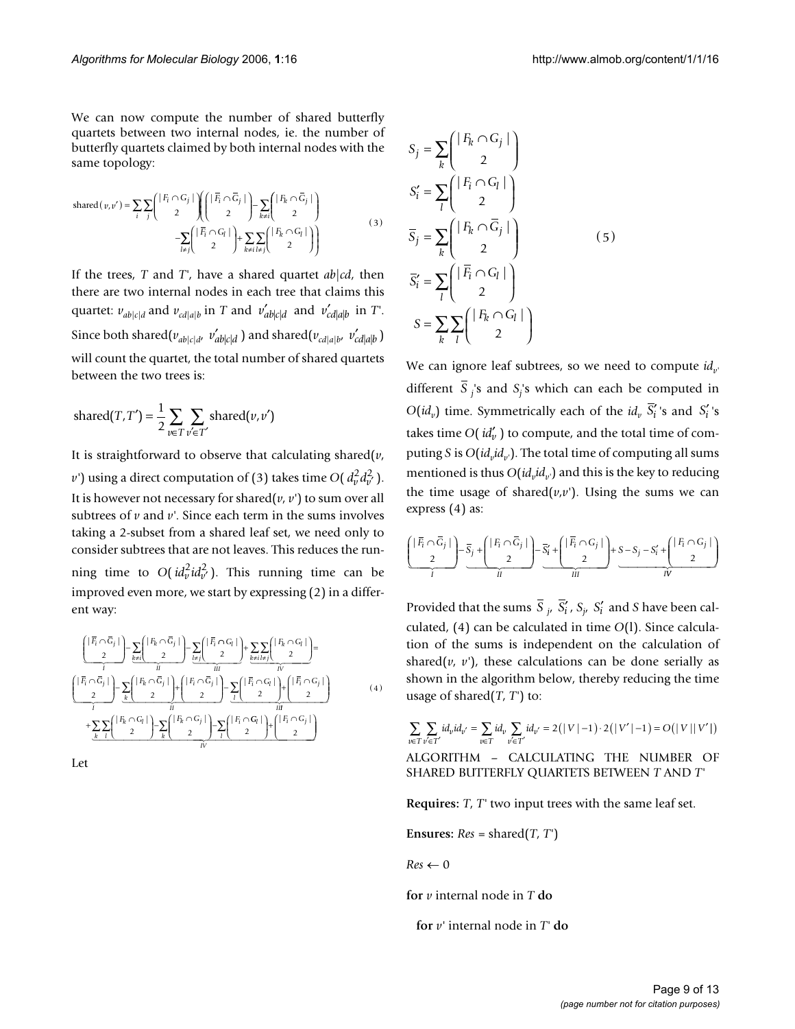We can now compute the number of shared butterfly quartets between two internal nodes, ie. the number of butterfly quartets claimed by both internal nodes with the same topology:

$$\text{shared}(v,v') = \sum_i \sum_j \binom{|F_i \cap G_j|}{2} \left( \binom{|\bar{F}_i \cap \bar{G}_j|}{2} - \sum_{k \neq i} \binom{|F_k \cap \bar{G}_j|}{2} - \sum_{l \neq j} \binom{|\bar{F}_i \cap G_l|}{2} + \sum_{k \neq i} \sum_{l \neq j} \binom{|F_k \cap G_l|}{2} \right) \quad (3)$$

If the trees, $T$ and $T'$, have a shared quartet $ab|cd$, then there are two internal nodes in each tree that claims this quartet: $v_{ab|c|d}$ and $v_{cd|a|b}$ in $T$ and $v'_{ab|c|d}$ and $v'_{cd|a|b}$ in $T'$. Since both shared($v_{ab|c|d}$, $v'_{ab|c|d}$) and shared($v_{cd|a|b}$, $v'_{cd|a|b}$) will count the quartet, the total number of shared quartets between the two trees is:

$$\text{shared}(T,T') = \frac{1}{2} \sum_{v \in T} \sum_{v' \in T'} \text{shared}(v,v')$$

It is straightforward to observe that calculating shared($v$, $v'$) using a direct computation of (3) takes time $O(d_v^2 d_{v'}^2)$. It is however not necessary for shared($v$, $v'$) to sum over all subtrees of $v$ and $v'$. Since each term in the sums involves taking a 2-subset from a shared leaf set, we need only to consider subtrees that are not leaves. This reduces the running time to $O(id_v^2 id_{v'}^2)$. This running time can be improved even more, we start by expressing (2) in a different way:

$$\underbrace{\binom{|\bar{F}_i \cap \bar{G}_j|}{2}}_{I} - \underbrace{\sum_{k \neq i} \binom{|F_k \cap \bar{G}_j|}{2}}_{II} - \underbrace{\sum_{l \neq j} \binom{|\bar{F}_i \cap G_l|}{2}}_{III} + \underbrace{\sum_{k \neq i} \sum_{l \neq j} \binom{|F_k \cap G_l|}{2}}_{IV} =$$

$$\underbrace{\binom{|\bar{F}_i \cap \bar{G}_j|}{2}}_{I} - \underbrace{\sum_{k} \binom{|F_k \cap \bar{G}_j|}{2} + \binom{|F_i \cap \bar{G}_j|}{2}}_{II} - \underbrace{\sum_{l} \binom{|\bar{F}_i \cap G_l|}{2} + \binom{|\bar{F}_i \cap G_j|}{2}}_{III} \quad (4)$$

$$+ \underbrace{\sum_k \sum_l \binom{|F_k \cap G_l|}{2} - \sum_k \binom{|F_k \cap G_j|}{2} - \sum_l \binom{|F_i \cap G_l|}{2} + \binom{|F_i \cap G_j|}{2}}_{IV}$$

Let

$$S_j = \sum_k \binom{|F_k \cap G_j|}{2}$$
$$S'_i = \sum_l \binom{|F_i \cap G_l|}{2}$$
$$\bar{S}_j = \sum_k \binom{|F_k \cap \bar{G}_j|}{2} \quad (5)$$
$$\bar{S}'_i = \sum_l \binom{|\bar{F}_i \cap G_l|}{2}$$
$$S = \sum_k \sum_l \binom{|F_k \cap G_l|}{2}$$

We can ignore leaf subtrees, so we need to compute $id_{v'}$ different $\bar{S}_j$'s and $S_j$'s which can each be computed in $O(id_v)$ time. Symmetrically each of the $id_v$ $\bar{S}'_i$'s and $S'_i$'s takes time $O(id'_v)$ to compute, and the total time of computing $S$ is $O(id_v id_{v'})$. The total time of computing all sums mentioned is thus $O(id_v id_{v'})$ and this is the key to reducing the time usage of shared($v$,$v'$). Using the sums we can express (4) as:

$$\underbrace{\binom{|\bar{F}_i \cap \bar{G}_j|}{2}}_{I} - \underbrace{\bar{S}_j + \binom{|F_i \cap \bar{G}_j|}{2}}_{II} - \underbrace{\bar{S}'_i + \binom{|\bar{F}_i \cap G_j|}{2}}_{III} + \underbrace{S - S_j - S'_i + \binom{|F_i \cap G_j|}{2}}_{IV}$$

Provided that the sums $\bar{S}_j$, $\bar{S}'_i$, $S_j$, $S'_i$ and $S$ have been calculated, (4) can be calculated in time $O(1)$. Since calculation of the sums is independent on the calculation of shared($v$, $v'$), these calculations can be done serially as shown in the algorithm below, thereby reducing the time usage of shared($T$, $T'$) to:

$$\sum_{v \in T} \sum_{v' \in T'} id_v id_{v'} = \sum_{v \in T} id_v \sum_{v' \in T'} id_{v'} = 2(|V|-1) \cdot 2(|V'|-1) = O(|V||V'|)$$

ALGORITHM – CALCULATING THE NUMBER OF SHARED BUTTERFLY QUARTETS BETWEEN $T$ AND $T'$

**Requires:** $T$, $T'$ two input trees with the same leaf set.

**Ensures:** $Res$ = shared($T$, $T'$)

$Res \leftarrow 0$

**for** $v$ internal node in $T$ **do**

  **for** $v'$ internal node in $T'$ **do**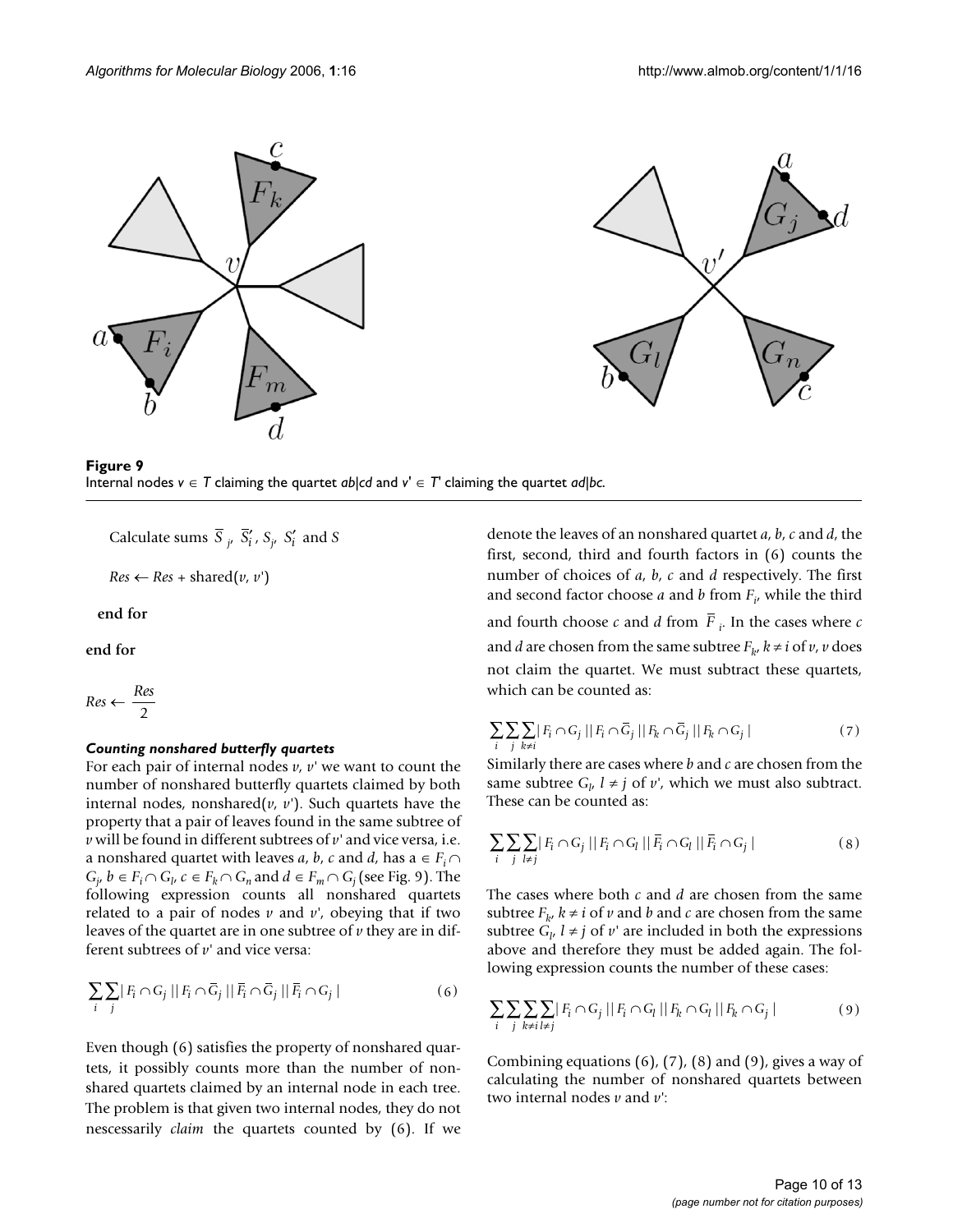**Figure 9**
Internal nodes $v \in T$ claiming the quartet $ab|cd$ and $v' \in T'$ claiming the quartet $ad|bc$.

Calculate sums $\bar{S}_j$, $\bar{S}'_i$, $S_j$, $S'_i$ and $S$

$Res \leftarrow Res + \text{shared}(v, v')$

**end for**

**end for**

$Res \leftarrow \frac{Res}{2}$

#### *Counting nonshared butterfly quartets*

For each pair of internal nodes $v$, $v'$ we want to count the number of nonshared butterfly quartets claimed by both internal nodes, nonshared($v$, $v'$). Such quartets have the property that a pair of leaves found in the same subtree of $v$ will be found in different subtrees of $v'$ and vice versa, i.e. a nonshared quartet with leaves $a$, $b$, $c$ and $d$, has $a \in F_i \cap G_j$, $b \in F_i \cap G_l$, $c \in F_k \cap G_n$ and $d \in F_m \cap G_j$ (see Fig. 9). The following expression counts all nonshared quartets related to a pair of nodes $v$ and $v'$, obeying that if two leaves of the quartet are in one subtree of $v$ they are in different subtrees of $v'$ and vice versa:

$$\sum_i \sum_j |F_i \cap G_j||F_i \cap \bar{G}_j||\bar{F}_i \cap \bar{G}_j||\bar{F}_i \cap G_j| \qquad (6)$$

Even though (6) satisfies the property of nonshared quartets, it possibly counts more than the number of nonshared quartets claimed by an internal node in each tree. The problem is that given two internal nodes, they do not nescessarily *claim* the quartets counted by (6). If we denote the leaves of an nonshared quartet $a$, $b$, $c$ and $d$, the first, second, third and fourth factors in (6) counts the number of choices of $a$, $b$, $c$ and $d$ respectively. The first and second factor choose $a$ and $b$ from $F_i$, while the third and fourth choose $c$ and $d$ from $\bar{F}_i$. In the cases where $c$ and $d$ are chosen from the same subtree $F_k$, $k \neq i$ of $v$, $v$ does not claim the quartet. We must subtract these quartets, which can be counted as:

$$\sum_i \sum_j \sum_{k \neq i} |F_i \cap G_j||F_i \cap \bar{G}_j||F_k \cap \bar{G}_j||F_k \cap G_j| \qquad (7)$$

Similarly there are cases where $b$ and $c$ are chosen from the same subtree $G_l$, $l \neq j$ of $v'$, which we must also subtract. These can be counted as:

$$\sum_i \sum_j \sum_{l \neq j} |F_i \cap G_j||F_i \cap G_l||\bar{F}_i \cap G_l||\bar{F}_i \cap G_j| \qquad (8)$$

The cases where both $c$ and $d$ are chosen from the same subtree $F_k$, $k \neq i$ of $v$ and $b$ and $c$ are chosen from the same subtree $G_l$, $l \neq j$ of $v'$ are included in both the expressions above and therefore they must be added again. The following expression counts the number of these cases:

$$\sum_i \sum_j \sum_{k \neq i} \sum_{l \neq j} |F_i \cap G_j||F_i \cap G_l||F_k \cap G_l||F_k \cap G_j| \qquad (9)$$

Combining equations (6), (7), (8) and (9), gives a way of calculating the number of nonshared quartets between two internal nodes $v$ and $v'$: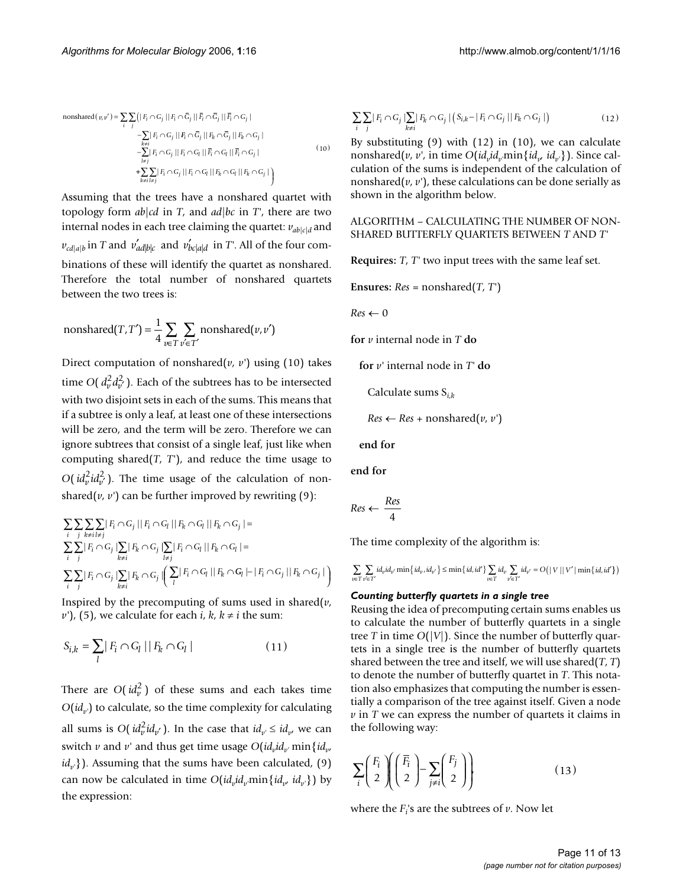$$\text{nonshared}(v,v') = \sum_i \sum_j \Big( |F_i \cap G_j||F_i \cap \bar{G}_j||\bar{F}_i \cap \bar{G}_j||\bar{F}_i \cap G_j| \\ - \sum_{k \neq i} |F_i \cap G_j||F_i \cap \bar{G}_j||F_k \cap \bar{G}_j||F_k \cap G_j| \\ - \sum_{l \neq j} |F_i \cap G_j||F_i \cap G_l||\bar{F}_i \cap G_l||\bar{F}_i \cap G_j| \\ + \sum_{k \neq i} \sum_{l \neq j} |F_i \cap G_j||F_i \cap G_l||F_k \cap G_l||F_k \cap G_j| \Big) \quad (10)$$

Assuming that the trees have a nonshared quartet with topology form $ab|cd$ in $T$, and $ad|bc$ in $T'$, there are two internal nodes in each tree claiming the quartet: $v_{ab|c|d}$ and $v_{cd|a|b}$ in $T$ and $v'_{ad|b|c}$ and $v'_{bc|a|d}$ in $T'$. All of the four combinations of these will identify the quartet as nonshared. Therefore the total number of nonshared quartets between the two trees is:

$$\text{nonshared}(T,T') = \frac{1}{4} \sum_{v \in T} \sum_{v' \in T'} \text{nonshared}(v,v')$$

Direct computation of nonshared($v$, $v'$) using (10) takes time $O(d_v^2 d_{v'}^2)$. Each of the subtrees has to be intersected with two disjoint sets in each of the sums. This means that if a subtree is only a leaf, at least one of these intersections will be zero, and the term will be zero. Therefore we can ignore subtrees that consist of a single leaf, just like when computing shared($T$, $T'$), and reduce the time usage to $O(id_v^2 id_{v'}^2)$. The time usage of the calculation of nonshared($v$, $v'$) can be further improved by rewriting (9):

$$\sum_i \sum_j \sum_{k \neq i} \sum_{l \neq j} |F_i \cap G_j||F_i \cap G_l||F_k \cap G_l||F_k \cap G_j| = \\ \sum_i \sum_j |F_i \cap G_j| \sum_{k \neq i} |F_k \cap G_j| \sum_{l \neq j} |F_i \cap G_l||F_k \cap G_l| = \\ \sum_i \sum_j |F_i \cap G_j| \sum_{k \neq i} |F_k \cap G_j| \left( \sum_l |F_i \cap G_l||F_k \cap G_l| - |F_i \cap G_j||F_k \cap G_j| \right)$$

Inspired by the precomputing of sums used in shared($v$, $v'$), (5), we calculate for each $i$, $k$, $k \neq i$ the sum:

$$S_{i,k} = \sum_l |F_i \cap G_l||F_k \cap G_l| \quad (11)$$

There are $O(id_v^2)$ of these sums and each takes time $O(id_{v'})$ to calculate, so the time complexity for calculating all sums is $O(id_v^2 id_{v'})$. In the case that $id_{v'} \leq id_v$ we can switch $v$ and $v'$ and thus get time usage $O(id_v id_{v'} \min\{id_v, id_{v'}\})$. Assuming that the sums have been calculated, (9) can now be calculated in time $O(id_v id_{v'} \min\{id_v, id_{v'}\})$ by the expression:

$$\sum_i \sum_j |F_i \cap G_j| \sum_{k \neq i} |F_k \cap G_j| \left( S_{i,k} - |F_i \cap G_j||F_k \cap G_j| \right) \quad (12)$$

By substituting (9) with (12) in (10), we can calculate nonshared($v$, $v'$, in time $O(id_v id_{v'} \min\{id_v, id_{v'}\})$. Since calculation of the sums is independent of the calculation of nonshared($v$, $v'$), these calculations can be done serially as shown in the algorithm below.

ALGORITHM – CALCULATING THE NUMBER OF NONSHARED BUTTERFLY QUARTETS BETWEEN $T$ AND $T'$

**Requires:** $T$, $T'$ two input trees with the same leaf set.

**Ensures:** $Res$ = nonshared($T$, $T'$)

$Res \leftarrow 0$

**for** $v$ internal node in $T$ **do**

  **for** $v'$ internal node in $T'$ **do**

    Calculate sums $S_{i,k}$

    $Res \leftarrow Res$ + nonshared($v$, $v'$)

  **end for**

**end for**

$Res \leftarrow \frac{Res}{4}$

The time complexity of the algorithm is:

$$\sum_{v \in T} \sum_{v' \in T'} id_v id_{v'} \min\{id_v, id_{v'}\} \leq \min\{id, id'\} \sum_{v \in T} id_v \sum_{v' \in T'} id_{v'} = O(|V||V'| \min\{id, id'\})$$

### Counting butterfly quartets in a single tree

Reusing the idea of precomputing certain sums enables us to calculate the number of butterfly quartets in a single tree $T$ in time $O(|V|)$. Since the number of butterfly quartets in a single tree is the number of butterfly quartets shared between the tree and itself, we will use shared($T$, $T$) to denote the number of butterfly quartet in $T$. This notation also emphasizes that computing the number is essentially a comparison of the tree against itself. Given a node $v$ in $T$ we can express the number of quartets it claims in the following way:

$$\sum_i \binom{F_i}{2} \left( \binom{\bar{F}_i}{2} - \sum_{j \neq i} \binom{F_j}{2} \right) \quad (13)$$

where the $F_i$'s are the subtrees of $v$. Now let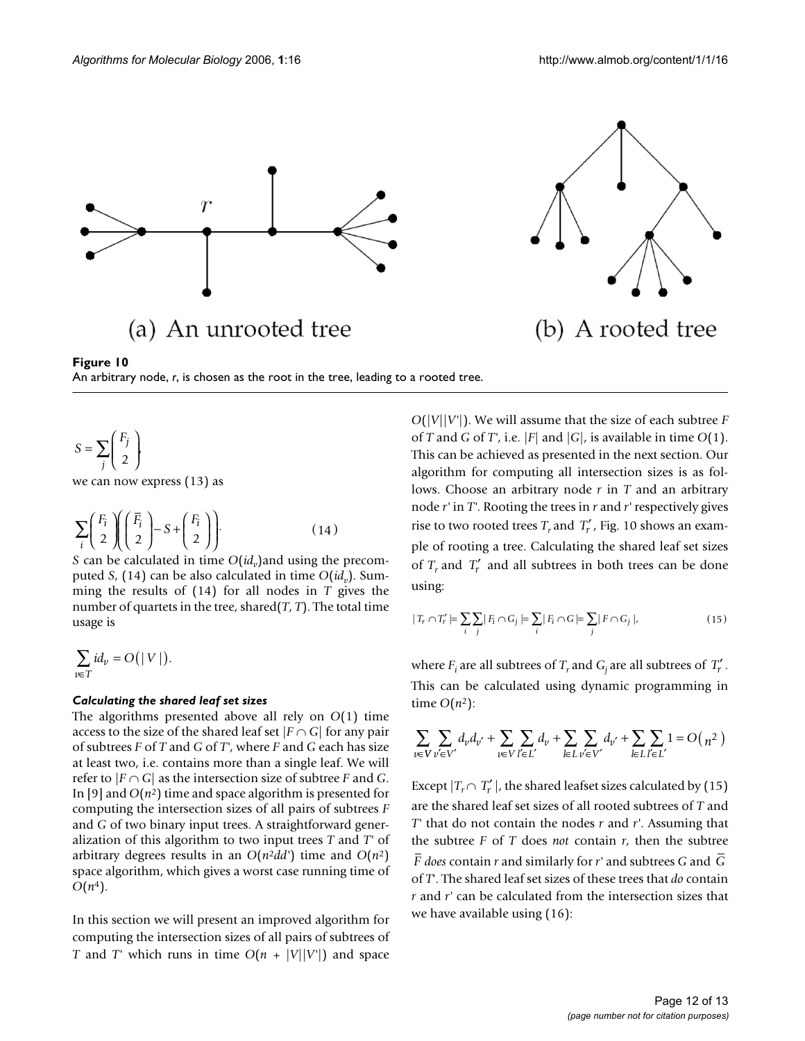(a) An unrooted tree

(b) A rooted tree

**Figure 10**
An arbitrary node, $r$, is chosen as the root in the tree, leading to a rooted tree.

$$S = \sum_j \binom{F_j}{2},$$

we can now express (13) as

$$\sum_i \binom{F_i}{2}\left(\binom{\overline{F}_i}{2} - S + \binom{F_i}{2}\right). \qquad (14)$$

$S$ can be calculated in time $O(id_v)$and using the precomputed $S$, (14) can be also calculated in time $O(id_v)$. Summing the results of (14) for all nodes in $T$ gives the number of quartets in the tree, shared($T$, $T$). The total time usage is

$$\sum_{v \in T} id_v = O(|V|).$$

### *Calculating the shared leaf set sizes*

The algorithms presented above all rely on $O(1)$ time access to the size of the shared leaf set $|F \cap G|$ for any pair of subtrees $F$ of $T$ and $G$ of $T'$, where $F$ and $G$ each has size at least two, i.e. contains more than a single leaf. We will refer to $|F \cap G|$ as the intersection size of subtree $F$ and $G$. In [9] and $O(n^2)$ time and space algorithm is presented for computing the intersection sizes of all pairs of subtrees $F$ and $G$ of two binary input trees. A straightforward generalization of this algorithm to two input trees $T$ and $T'$ of arbitrary degrees results in an $O(n^2dd')$ time and $O(n^2)$ space algorithm, which gives a worst case running time of $O(n^4)$.

In this section we will present an improved algorithm for computing the intersection sizes of all pairs of subtrees of $T$ and $T'$ which runs in time $O(n + |V||V'|)$ and space $O(|V||V'|)$. We will assume that the size of each subtree $F$ of $T$ and $G$ of $T'$, i.e. $|F|$ and $|G|$, is available in time $O(1)$. This can be achieved as presented in the next section. Our algorithm for computing all intersection sizes is as follows. Choose an arbitrary node $r$ in $T$ and an arbitrary node $r'$ in $T'$. Rooting the trees in $r$ and $r'$ respectively gives rise to two rooted trees $T_r$ and $T'_r$, Fig. 10 shows an example of rooting a tree. Calculating the shared leaf set sizes of $T_r$ and $T'_r$ and all subtrees in both trees can be done using:

$$|T_r \cap T'_r| = \sum_i \sum_j |F_i \cap G_j| = \sum_i |F_i \cap G| = \sum_j |F \cap G_j|, \qquad (15)$$

where $F_i$ are all subtrees of $T_r$ and $G_j$ are all subtrees of $T'_r$. This can be calculated using dynamic programming in time $O(n^2)$:

$$\sum_{v \in V} \sum_{v' \in V'} d_v d_{v'} + \sum_{v \in V} \sum_{l' \in L'} d_v + \sum_{l \in L} \sum_{v' \in V'} d_{v'} + \sum_{l \in L} \sum_{l' \in L'} 1 = O(n^2)$$

Except $|T_r \cap T'_r|$, the shared leafset sizes calculated by (15) are the shared leaf set sizes of all rooted subtrees of $T$ and $T'$ that do not contain the nodes $r$ and $r'$. Assuming that the subtree $F$ of $T$ does *not* contain $r$, then the subtree $\overline{F}$ *does* contain $r$ and similarly for $r'$ and subtrees $G$ and $\overline{G}$ of $T'$. The shared leaf set sizes of these trees that *do* contain $r$ and $r'$ can be calculated from the intersection sizes that we have available using (16):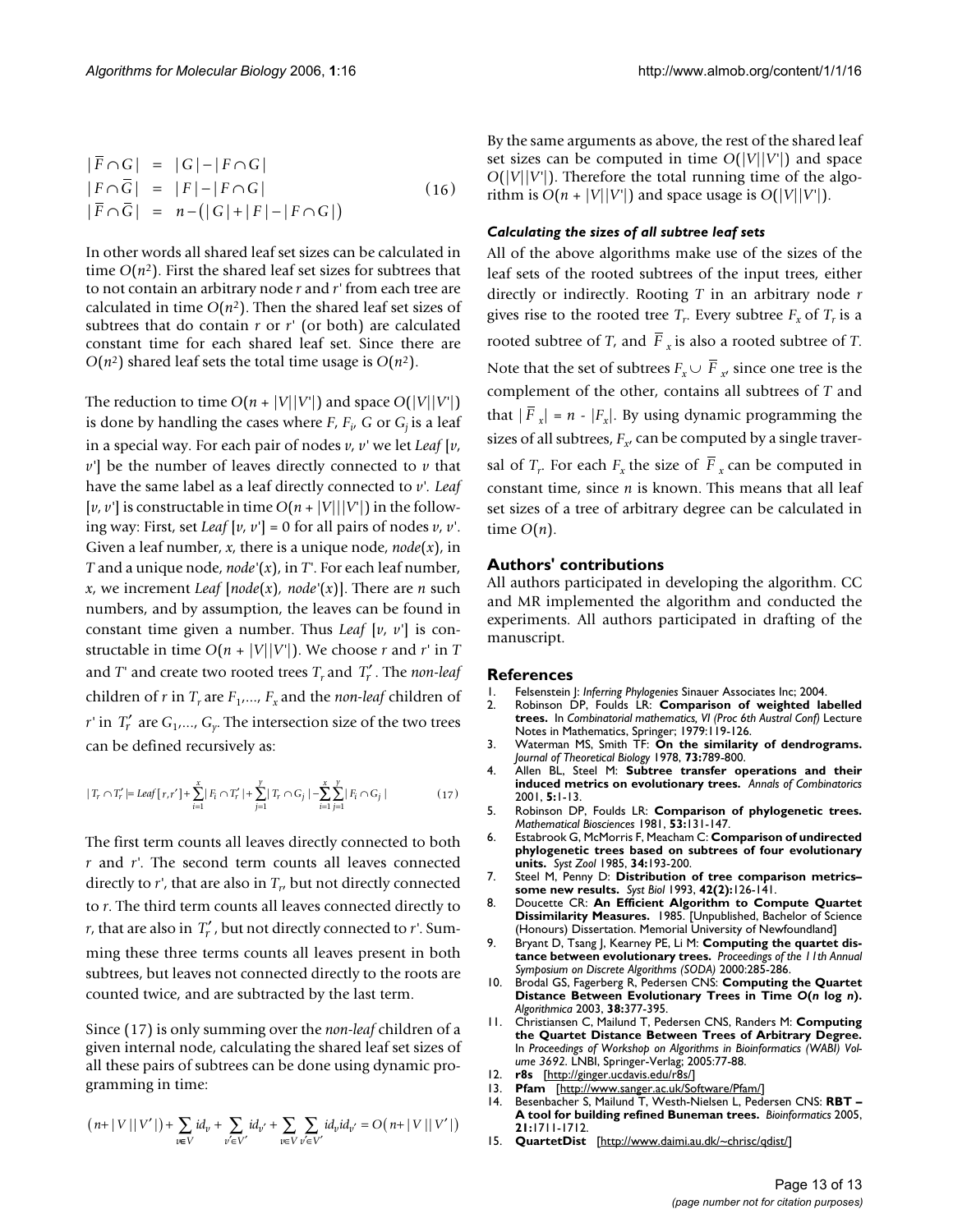$$
\begin{aligned}
|\overline{F} \cap G| &= |G| - |F \cap G| \\
|F \cap \overline{G}| &= |F| - |F \cap G| \\
|\overline{F} \cap \overline{G}| &= n - \left(|G| + |F| - |F \cap G|\right)
\end{aligned}
\tag{16}
$$

In other words all shared leaf set sizes can be calculated in time $O(n^2)$. First the shared leaf set sizes for subtrees that to not contain an arbitrary node $r$ and $r'$ from each tree are calculated in time $O(n^2)$. Then the shared leaf set sizes of subtrees that do contain $r$ or $r'$ (or both) are calculated constant time for each shared leaf set. Since there are $O(n^2)$ shared leaf sets the total time usage is $O(n^2)$.

The reduction to time $O(n + |V||V'|)$ and space $O(|V||V'|)$ is done by handling the cases where $F$, $F_i$, $G$ or $G_j$ is a leaf in a special way. For each pair of nodes $v$, $v'$ we let *Leaf* $[v, v']$ be the number of leaves directly connected to $v$ that have the same label as a leaf directly connected to $v'$. *Leaf* $[v, v']$ is constructable in time $O(n + |V||V'|)$ in the following way: First, set *Leaf* $[v, v'] = 0$ for all pairs of nodes $v$, $v'$. Given a leaf number, $x$, there is a unique node, $node(x)$, in $T$ and a unique node, $node'(x)$, in $T'$. For each leaf number, $x$, we increment *Leaf* $[node(x), node'(x)]$. There are $n$ such numbers, and by assumption, the leaves can be found in constant time given a number. Thus *Leaf* $[v, v']$ is constructable in time $O(n + |V||V'|)$. We choose $r$ and $r'$ in $T$ and $T'$ and create two rooted trees $T_r$ and $T'_r$. The *non-leaf* children of $r$ in $T_r$ are $F_1,..., F_x$ and the *non-leaf* children of $r'$ in $T'_r$ are $G_1,..., G_y$. The intersection size of the two trees can be defined recursively as:

$$
|T_r \cap T'_r| = Leaf[r, r'] + \sum_{i=1}^{x} |F_i \cap T'_r| + \sum_{j=1}^{y} |T_r \cap G_j| - \sum_{i=1}^{x}\sum_{j=1}^{y} |F_i \cap G_j| \tag{17}
$$

The first term counts all leaves directly connected to both $r$ and $r'$. The second term counts all leaves connected directly to $r'$, that are also in $T_r$, but not directly connected to $r$. The third term counts all leaves connected directly to $r$, that are also in $T'_r$, but not directly connected to $r'$. Summing these three terms counts all leaves present in both subtrees, but leaves not connected directly to the roots are counted twice, and are subtracted by the last term.

Since (17) is only summing over the *non-leaf* children of a given internal node, calculating the shared leaf set sizes of all these pairs of subtrees can be done using dynamic programming in time:

$$
(n + |V||V'|) + \sum_{v \in V} id_v + \sum_{v' \in V'} id_{v'} + \sum_{v \in V}\sum_{v' \in V'} id_v id_{v'} = O(n + |V||V'|)
$$

By the same arguments as above, the rest of the shared leaf set sizes can be computed in time $O(|V||V'|)$ and space $O(|V||V'|)$. Therefore the total running time of the algorithm is $O(n + |V||V'|)$ and space usage is $O(|V||V'|)$.

### *Calculating the sizes of all subtree leaf sets*

All of the above algorithms make use of the sizes of the leaf sets of the rooted subtrees of the input trees, either directly or indirectly. Rooting $T$ in an arbitrary node $r$ gives rise to the rooted tree $T_r$. Every subtree $F_x$ of $T_r$ is a rooted subtree of $T$, and $\overline{F}_x$ is also a rooted subtree of $T$. Note that the set of subtrees $F_x \cup \overline{F}_x$, since one tree is the complement of the other, contains all subtrees of $T$ and that $|\overline{F}_x| = n - |F_x|$. By using dynamic programming the sizes of all subtrees, $F_x$, can be computed by a single traversal of $T_r$. For each $F_x$ the size of $\overline{F}_x$ can be computed in constant time, since $n$ is known. This means that all leaf set sizes of a tree of arbitrary degree can be calculated in time $O(n)$.

## Authors' contributions

All authors participated in developing the algorithm. CC and MR implemented the algorithm and conducted the experiments. All authors participated in drafting of the manuscript.

## References

1. Felsenstein J: *Inferring Phylogenies* Sinauer Associates Inc; 2004.
2. Robinson DP, Foulds LR: **Comparison of weighted labelled trees.** In *Combinatorial mathematics, VI (Proc 6th Austral Conf)* Lecture Notes in Mathematics, Springer; 1979:119-126.
3. Waterman MS, Smith TF: **On the similarity of dendrograms.** *Journal of Theoretical Biology* 1978, **73:**789-800.
4. Allen BL, Steel M: **Subtree transfer operations and their induced metrics on evolutionary trees.** *Annals of Combinatorics* 2001, **5:**1-13.
5. Robinson DP, Foulds LR: **Comparison of phylogenetic trees.** *Mathematical Biosciences* 1981, **53:**131-147.
6. Estabrook G, McMorris F, Meacham C: **Comparison of undirected phylogenetic trees based on subtrees of four evolutionary units.** *Syst Zool* 1985, **34:**193-200.
7. Steel M, Penny D: **Distribution of tree comparison metrics–some new results.** *Syst Biol* 1993, **42(2):**126-141.
8. Doucette CR: **An Efficient Algorithm to Compute Quartet Dissimilarity Measures.** 1985. [Unpublished, Bachelor of Science (Honours) Dissertation. Memorial University of Newfoundland]
9. Bryant D, Tsang J, Kearney PE, Li M: **Computing the quartet distance between evolutionary trees.** *Proceedings of the 11th Annual Symposium on Discrete Algorithms (SODA)* 2000:285-286.
10. Brodal GS, Fagerberg R, Pedersen CNS: **Computing the Quartet Distance Between Evolutionary Trees in Time *O*(*n* log *n*).** *Algorithmica* 2003, **38:**377-395.
11. Christiansen C, Mailund T, Pedersen CNS, Randers M: **Computing the Quartet Distance Between Trees of Arbitrary Degree.** In *Proceedings of Workshop on Algorithms in Bioinformatics (WABI) Volume 3692*. LNBI, Springer-Verlag; 2005:77-88.
12. **r8s** [http://ginger.ucdavis.edu/r8s/]
13. **Pfam** [http://www.sanger.ac.uk/Software/Pfam/]
14. Besenbacher S, Mailund T, Westh-Nielsen L, Pedersen CNS: **RBT – A tool for building refined Buneman trees.** *Bioinformatics* 2005, **21:**1711-1712.
15. **QuartetDist** [http://www.daimi.au.dk/~chrisc/qdist/]